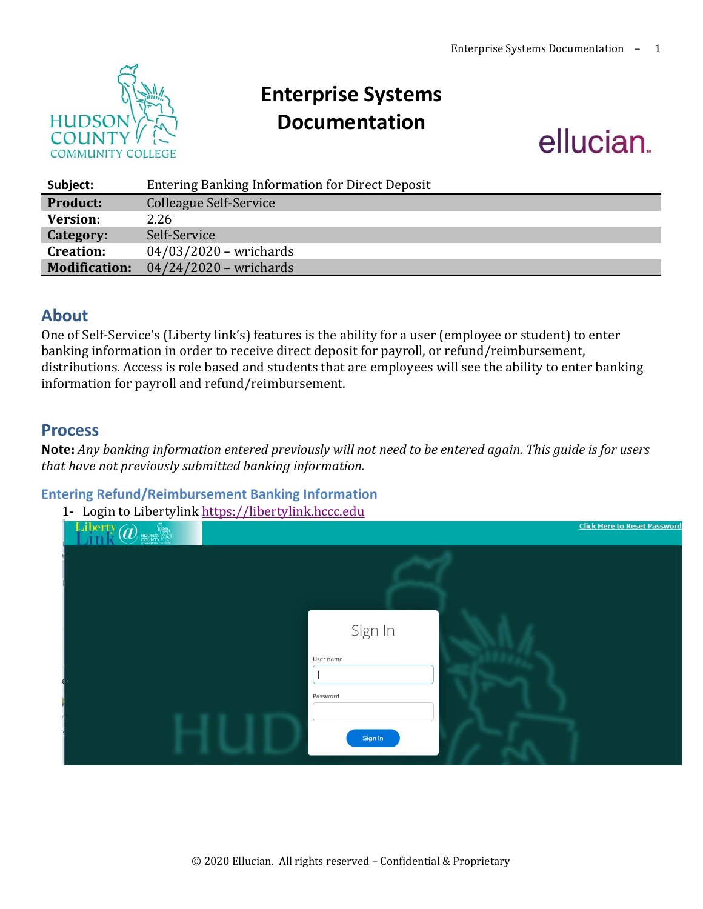# Enterprise Systems Documentation

| Subject: | Entering Banking Information for Direct Deposit |
|---|---|
| **Product:** | Colleague Self-Service |
| **Version:** | 2.26 |
| **Category:** | Self-Service |
| **Creation:** | 04/03/2020 – wrichards |
| **Modification:** | 04/24/2020 – wrichards |

## About

One of Self-Service's (Liberty link's) features is the ability for a user (employee or student) to enter banking information in order to receive direct deposit for payroll, or refund/reimbursement, distributions. Access is role based and students that are employees will see the ability to enter banking information for payroll and refund/reimbursement.

## Process

**Note:** *Any banking information entered previously will not need to be entered again. This guide is for users that have not previously submitted banking information.*

### Entering Refund/Reimbursement Banking Information

1- Login to Libertylink https://libertylink.hccc.edu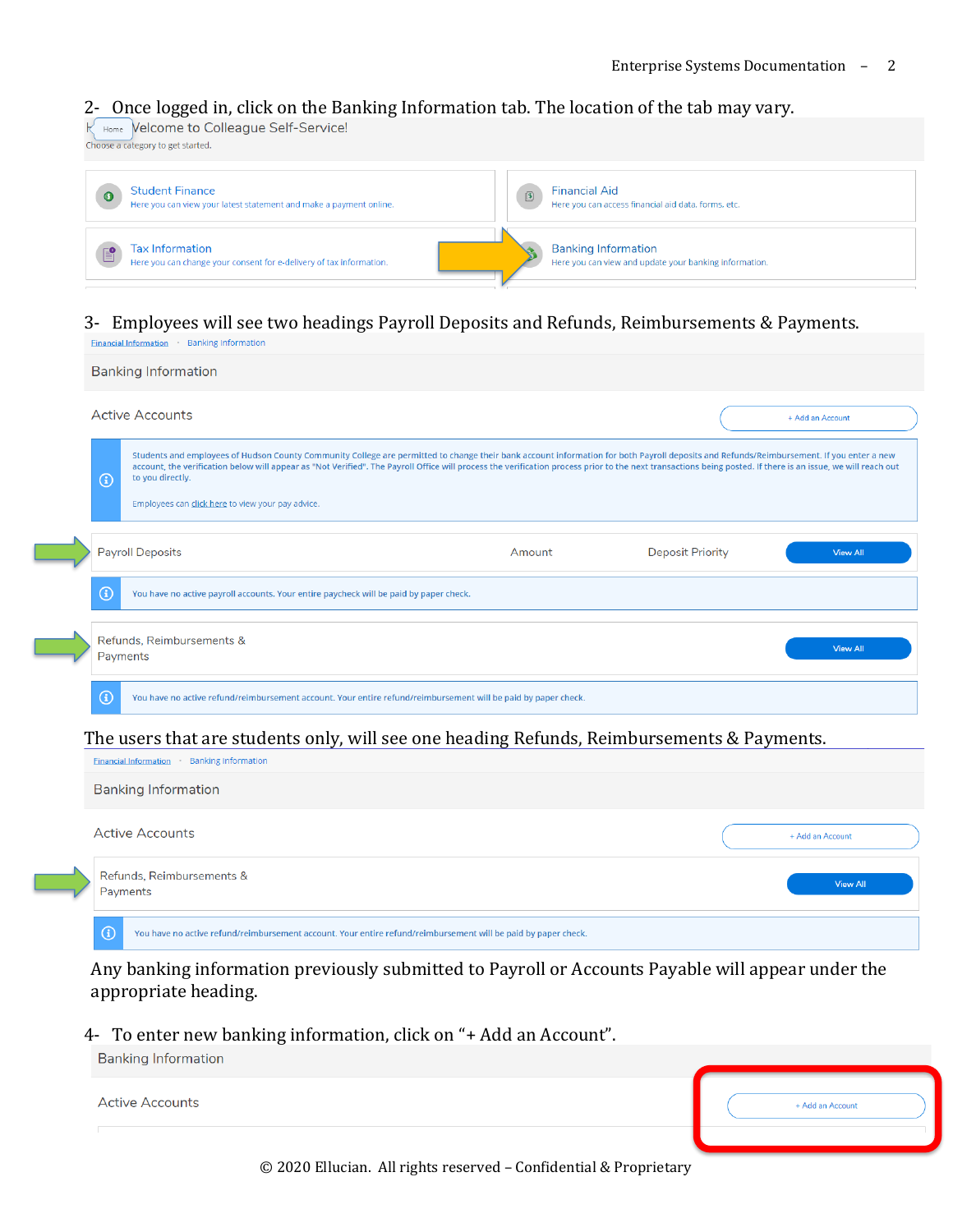2- Once logged in, click on the Banking Information tab. The location of the tab may vary.

Home Welcome to Colleague Self-Service!

Choose a category to get started.

Student Finance
Here you can view your latest statement and make a payment online.

Financial Aid
Here you can access financial aid data, forms, etc.

Tax Information
Here you can change your consent for e-delivery of tax information.

Banking Information
Here you can view and update your banking information.

3- Employees will see two headings Payroll Deposits and Refunds, Reimbursements & Payments.

Financial Information · Banking Information

Banking Information

Active Accounts

+ Add an Account

Students and employees of Hudson County Community College are permitted to change their bank account information for both Payroll deposits and Refunds/Reimbursement. If you enter a new account, the verification below will appear as "Not Verified". The Payroll Office will process the verification process prior to the next transactions being posted. If there is an issue, we will reach out to you directly.

Employees can click here to view your pay advice.

| Payroll Deposits | Amount | Deposit Priority | View All |
|---|---|---|---|

You have no active payroll accounts. Your entire paycheck will be paid by paper check.

| Refunds, Reimbursements & Payments | View All |
|---|---|

You have no active refund/reimbursement account. Your entire refund/reimbursement will be paid by paper check.

The users that are students only, will see one heading Refunds, Reimbursements & Payments.

Financial Information · Banking Information

Banking Information

Active Accounts

+ Add an Account

| Refunds, Reimbursements & Payments | View All |
|---|---|

You have no active refund/reimbursement account. Your entire refund/reimbursement will be paid by paper check.

Any banking information previously submitted to Payroll or Accounts Payable will appear under the appropriate heading.

4- To enter new banking information, click on "+ Add an Account".

Banking Information

Active Accounts

+ Add an Account

© 2020 Ellucian. All rights reserved – Confidential & Proprietary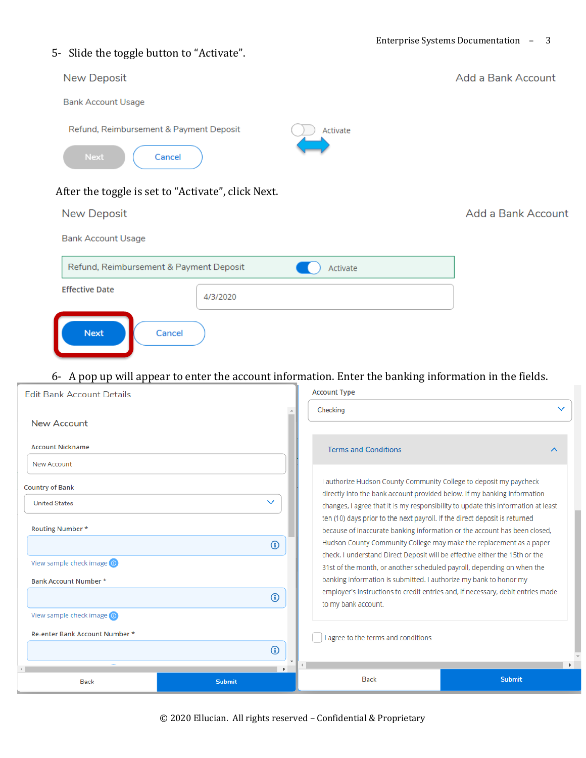5- Slide the toggle button to "Activate".

New Deposit

Add a Bank Account

Bank Account Usage

Refund, Reimbursement & Payment Deposit

Activate

Next

Cancel

After the toggle is set to "Activate", click Next.

New Deposit

Add a Bank Account

Bank Account Usage

Refund, Reimbursement & Payment Deposit

Activate

Effective Date

4/3/2020

Next

Cancel

6- A pop up will appear to enter the account information. Enter the banking information in the fields.

Edit Bank Account Details

New Account

Account Nickname

New Account

Country of Bank

United States

Routing Number *

View sample check image

Bank Account Number *

View sample check image

Re-enter Bank Account Number *

Back

Submit

Account Type

Checking

Terms and Conditions

I authorize Hudson County Community College to deposit my paycheck directly into the bank account provided below. If my banking information changes, I agree that it is my responsibility to update this information at least ten (10) days prior to the next payroll. If the direct deposit is returned because of inaccurate banking information or the account has been closed, Hudson County Community College may make the replacement as a paper check. I understand Direct Deposit will be effective either the 15th or the 31st of the month, or another scheduled payroll, depending on when the banking information is submitted. I authorize my bank to honor my employer's instructions to credit entries and, if necessary, debit entries made to my bank account.

I agree to the terms and conditions

Back

Submit

© 2020 Ellucian. All rights reserved – Confidential & Proprietary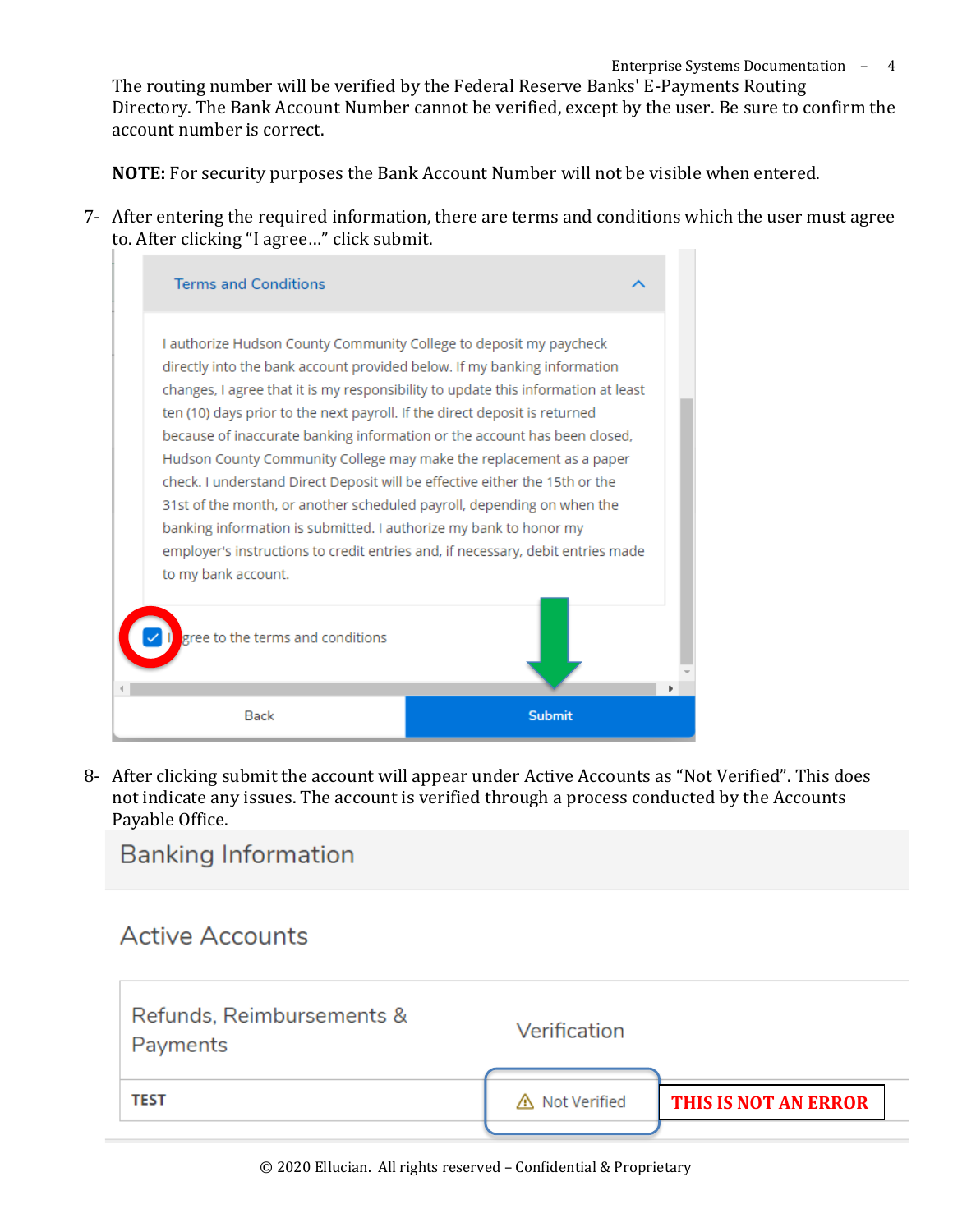The routing number will be verified by the Federal Reserve Banks' E-Payments Routing Directory. The Bank Account Number cannot be verified, except by the user. Be sure to confirm the account number is correct.

**NOTE:** For security purposes the Bank Account Number will not be visible when entered.

7- After entering the required information, there are terms and conditions which the user must agree to. After clicking "I agree…" click submit.

Terms and Conditions

I authorize Hudson County Community College to deposit my paycheck directly into the bank account provided below. If my banking information changes, I agree that it is my responsibility to update this information at least ten (10) days prior to the next payroll. If the direct deposit is returned because of inaccurate banking information or the account has been closed, Hudson County Community College may make the replacement as a paper check. I understand Direct Deposit will be effective either the 15th or the 31st of the month, or another scheduled payroll, depending on when the banking information is submitted. I authorize my bank to honor my employer's instructions to credit entries and, if necessary, debit entries made to my bank account.

I agree to the terms and conditions

Back | Submit

8- After clicking submit the account will appear under Active Accounts as "Not Verified". This does not indicate any issues. The account is verified through a process conducted by the Accounts Payable Office.

Banking Information

Active Accounts

| Refunds, Reimbursements & Payments | Verification |
| --- | --- |
| TEST | Not Verified |

**THIS IS NOT AN ERROR**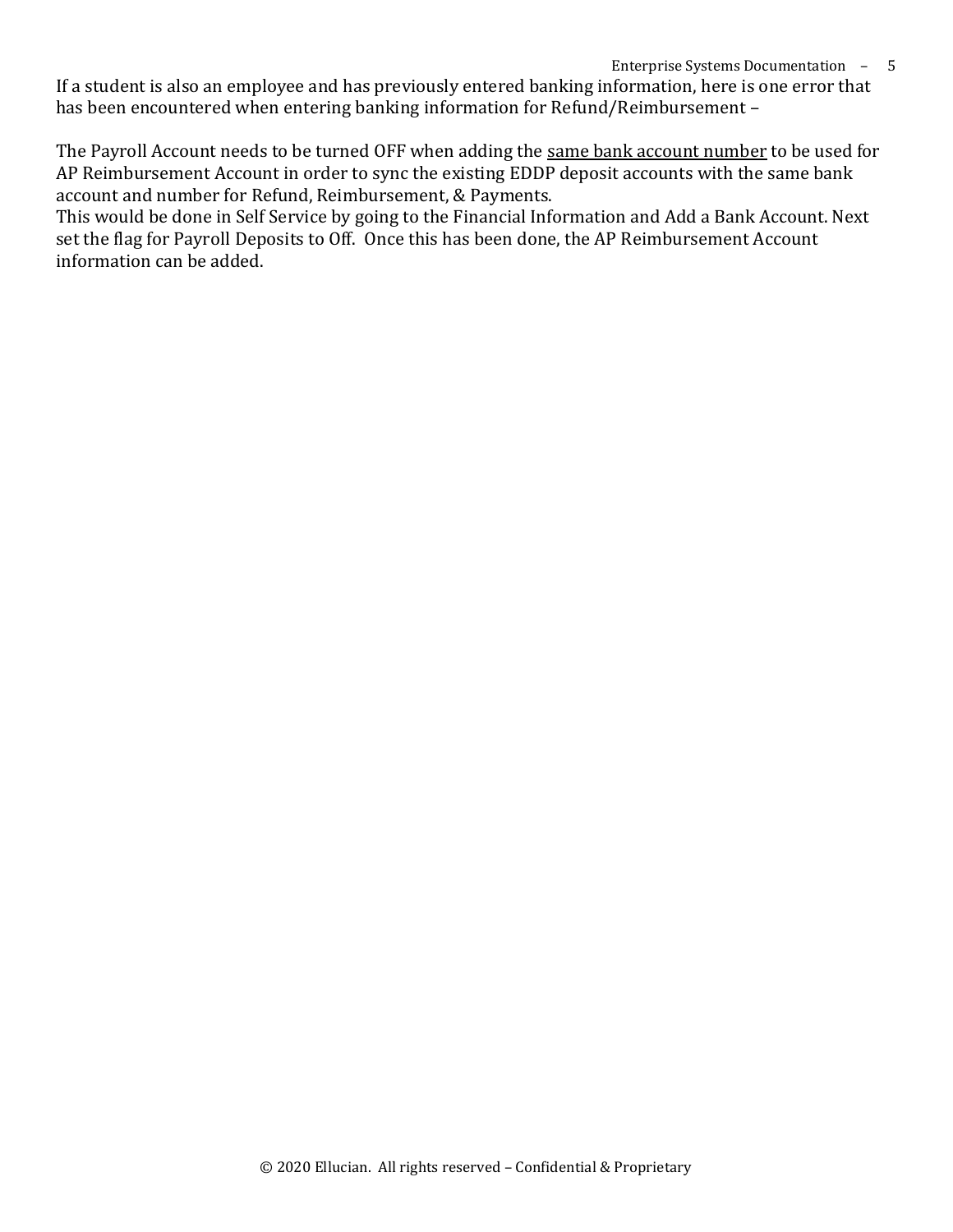If a student is also an employee and has previously entered banking information, here is one error that has been encountered when entering banking information for Refund/Reimbursement –

The Payroll Account needs to be turned OFF when adding the <u>same bank account number</u> to be used for AP Reimbursement Account in order to sync the existing EDDP deposit accounts with the same bank account and number for Refund, Reimbursement, & Payments.
This would be done in Self Service by going to the Financial Information and Add a Bank Account. Next set the flag for Payroll Deposits to Off. Once this has been done, the AP Reimbursement Account information can be added.